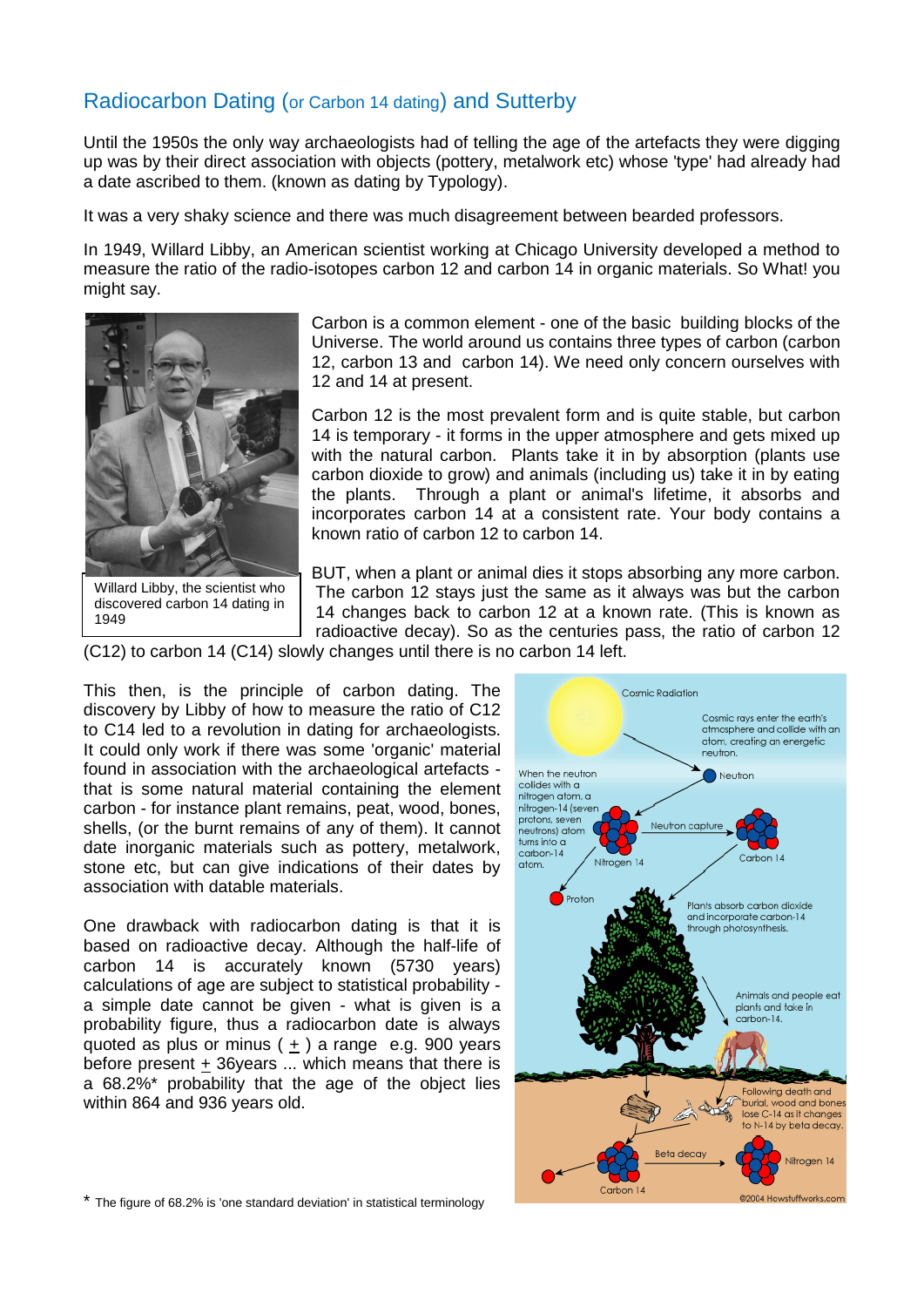# Radiocarbon Dating (or Carbon 14 dating) and Sutterby

Until the 1950s the only way archaeologists had of telling the age of the artefacts they were digging up was by their direct association with objects (pottery, metalwork etc) whose 'type' had already had a date ascribed to them. (known as dating by Typology).

It was a very shaky science and there was much disagreement between bearded professors.

In 1949, Willard Libby, an American scientist working at Chicago University developed a method to measure the ratio of the radio-isotopes carbon 12 and carbon 14 in organic materials. So What! you might say.

Willard Libby, the scientist who discovered carbon 14 dating in 1949

Carbon is a common element - one of the basic building blocks of the Universe. The world around us contains three types of carbon (carbon 12, carbon 13 and carbon 14). We need only concern ourselves with 12 and 14 at present.

Carbon 12 is the most prevalent form and is quite stable, but carbon 14 is temporary - it forms in the upper atmosphere and gets mixed up with the natural carbon. Plants take it in by absorption (plants use carbon dioxide to grow) and animals (including us) take it in by eating the plants. Through a plant or animal's lifetime, it absorbs and incorporates carbon 14 at a consistent rate. Your body contains a known ratio of carbon 12 to carbon 14.

BUT, when a plant or animal dies it stops absorbing any more carbon. The carbon 12 stays just the same as it always was but the carbon 14 changes back to carbon 12 at a known rate. (This is known as radioactive decay). So as the centuries pass, the ratio of carbon 12 (C12) to carbon 14 (C14) slowly changes until there is no carbon 14 left.

This then, is the principle of carbon dating. The discovery by Libby of how to measure the ratio of C12 to C14 led to a revolution in dating for archaeologists. It could only work if there was some 'organic' material found in association with the archaeological artefacts - that is some natural material containing the element carbon - for instance plant remains, peat, wood, bones, shells, (or the burnt remains of any of them). It cannot date inorganic materials such as pottery, metalwork, stone etc, but can give indications of their dates by association with datable materials.

One drawback with radiocarbon dating is that it is based on radioactive decay. Although the half-life of carbon 14 is accurately known (5730 years) calculations of age are subject to statistical probability - a simple date cannot be given - what is given is a probability figure, thus a radiocarbon date is always quoted as plus or minus ( $\pm$ ) a range e.g. 900 years before present $\pm$ 36years ... which means that there is a 68.2%* probability that the age of the object lies within 864 and 936 years old.

\* The figure of 68.2% is 'one standard deviation' in statistical terminology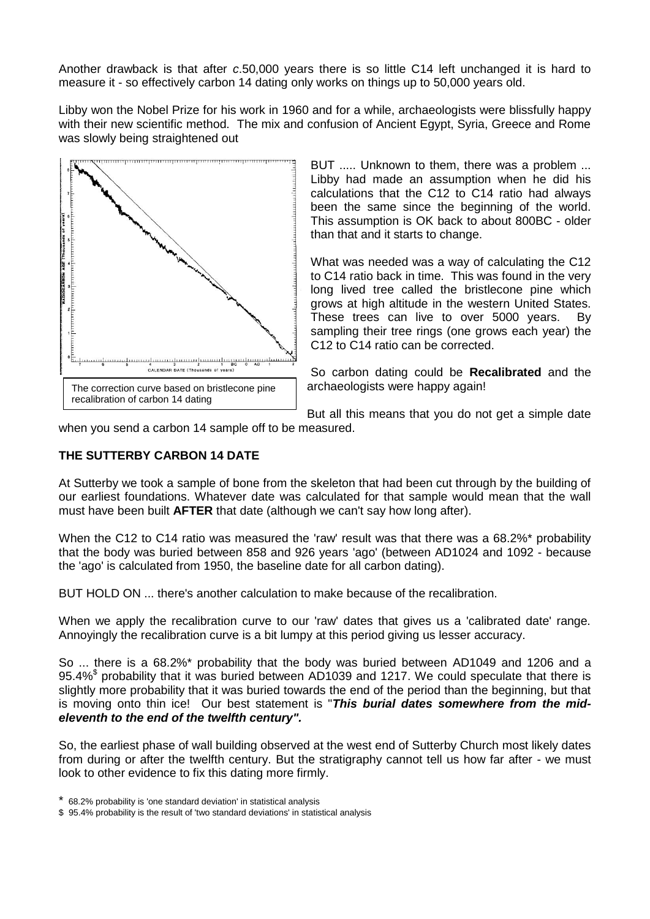Another drawback is that after *c*.50,000 years there is so little C14 left unchanged it is hard to measure it - so effectively carbon 14 dating only works on things up to 50,000 years old.

Libby won the Nobel Prize for his work in 1960 and for a while, archaeologists were blissfully happy with their new scientific method. The mix and confusion of Ancient Egypt, Syria, Greece and Rome was slowly being straightened out

The correction curve based on bristlecone pine recalibration of carbon 14 dating

BUT ..... Unknown to them, there was a problem ... Libby had made an assumption when he did his calculations that the C12 to C14 ratio had always been the same since the beginning of the world. This assumption is OK back to about 800BC - older than that and it starts to change.

What was needed was a way of calculating the C12 to C14 ratio back in time. This was found in the very long lived tree called the bristlecone pine which grows at high altitude in the western United States. These trees can live to over 5000 years. By sampling their tree rings (one grows each year) the C12 to C14 ratio can be corrected.

So carbon dating could be **Recalibrated** and the archaeologists were happy again!

But all this means that you do not get a simple date when you send a carbon 14 sample off to be measured.

**THE SUTTERBY CARBON 14 DATE**

At Sutterby we took a sample of bone from the skeleton that had been cut through by the building of our earliest foundations. Whatever date was calculated for that sample would mean that the wall must have been built **AFTER** that date (although we can't say how long after).

When the C12 to C14 ratio was measured the 'raw' result was that there was a 68.2%* probability that the body was buried between 858 and 926 years 'ago' (between AD1024 and 1092 - because the 'ago' is calculated from 1950, the baseline date for all carbon dating).

BUT HOLD ON ... there's another calculation to make because of the recalibration.

When we apply the recalibration curve to our 'raw' dates that gives us a 'calibrated date' range. Annoyingly the recalibration curve is a bit lumpy at this period giving us lesser accuracy.

So ... there is a 68.2%* probability that the body was buried between AD1049 and 1206 and a 95.4%$ probability that it was buried between AD1039 and 1217. We could speculate that there is slightly more probability that it was buried towards the end of the period than the beginning, but that is moving onto thin ice! Our best statement is "***This burial dates somewhere from the mid-eleventh to the end of the twelfth century".***

So, the earliest phase of wall building observed at the west end of Sutterby Church most likely dates from during or after the twelfth century. But the stratigraphy cannot tell us how far after - we must look to other evidence to fix this dating more firmly.

\* 68.2% probability is 'one standard deviation' in statistical analysis

$ 95.4% probability is the result of 'two standard deviations' in statistical analysis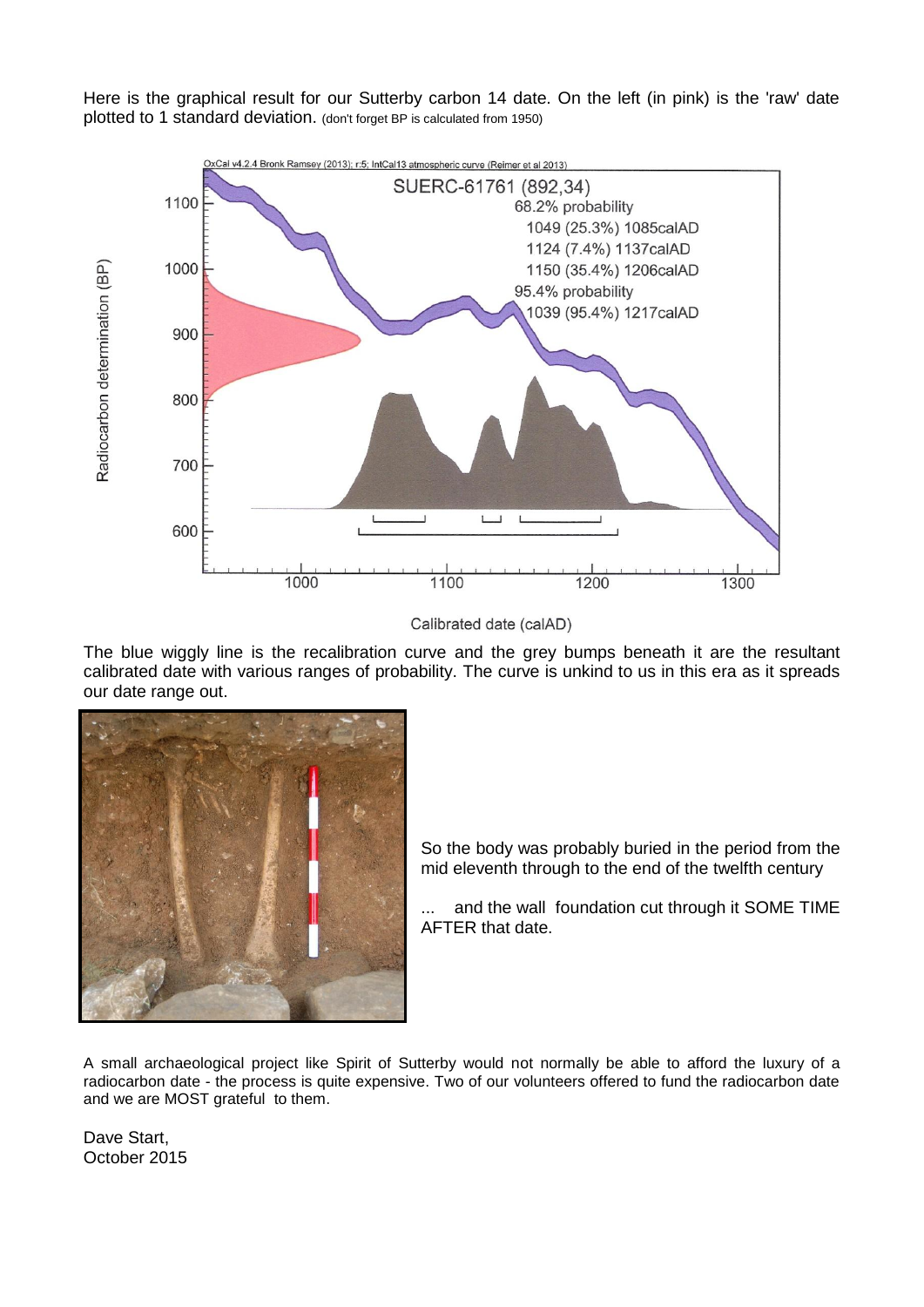Here is the graphical result for our Sutterby carbon 14 date. On the left (in pink) is the 'raw' date plotted to 1 standard deviation. (don't forget BP is calculated from 1950)

OxCal v4.2.4 Bronk Ramsey (2013); r:5; IntCal13 atmospheric curve (Reimer et al 2013)

SUERC-61761 (892,34)

68.2% probability

1049 (25.3%) 1085calAD

1124 (7.4%) 1137calAD

1150 (35.4%) 1206calAD

95.4% probability

1039 (95.4%) 1217calAD

Radiocarbon determination (BP)

1100

1000

900

800

700

600

1000

1100

1200

1300

Calibrated date (calAD)

The blue wiggly line is the recalibration curve and the grey bumps beneath it are the resultant calibrated date with various ranges of probability. The curve is unkind to us in this era as it spreads our date range out.

So the body was probably buried in the period from the mid eleventh through to the end of the twelfth century

... and the wall foundation cut through it SOME TIME AFTER that date.

A small archaeological project like Spirit of Sutterby would not normally be able to afford the luxury of a radiocarbon date - the process is quite expensive. Two of our volunteers offered to fund the radiocarbon date and we are MOST grateful to them.

Dave Start,
October 2015